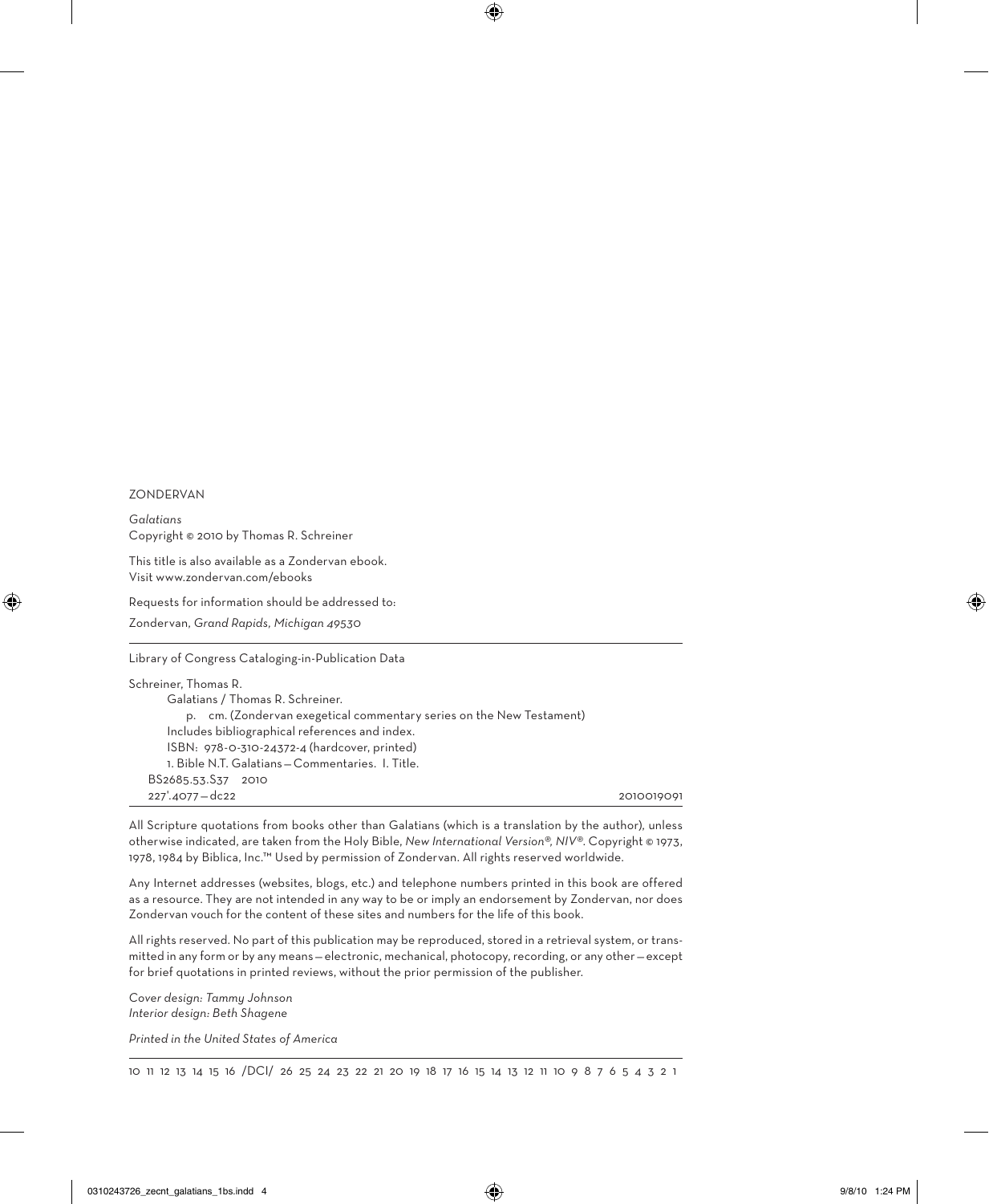ZONDERVAN

*Galatians*
Copyright © 2010 by Thomas R. Schreiner

This title is also available as a Zondervan ebook.
Visit www.zondervan.com/ebooks

Requests for information should be addressed to:

Zondervan, *Grand Rapids, Michigan 49530*

---

Library of Congress Cataloging-in-Publication Data

Schreiner, Thomas R.
Galatians / Thomas R. Schreiner.
p. cm. (Zondervan exegetical commentary series on the New Testament)
Includes bibliographical references and index.
ISBN: 978-0-310-24372-4 (hardcover, printed)
1. Bible N.T. Galatians—Commentaries. I. Title.
BS2685.53.S37 2010
227'.4077—dc22 2010019091

---

All Scripture quotations from books other than Galatians (which is a translation by the author), unless otherwise indicated, are taken from the Holy Bible, *New International Version®, NIV®*. Copyright © 1973, 1978, 1984 by Biblica, Inc.™ Used by permission of Zondervan. All rights reserved worldwide.

Any Internet addresses (websites, blogs, etc.) and telephone numbers printed in this book are offered as a resource. They are not intended in any way to be or imply an endorsement by Zondervan, nor does Zondervan vouch for the content of these sites and numbers for the life of this book.

All rights reserved. No part of this publication may be reproduced, stored in a retrieval system, or transmitted in any form or by any means—electronic, mechanical, photocopy, recording, or any other—except for brief quotations in printed reviews, without the prior permission of the publisher.

*Cover design: Tammy Johnson*
*Interior design: Beth Shagene*

*Printed in the United States of America*

---

10 11 12 13 14 15 16 /DCI/ 26 25 24 23 22 21 20 19 18 17 16 15 14 13 12 11 10 9 8 7 6 5 4 3 2 1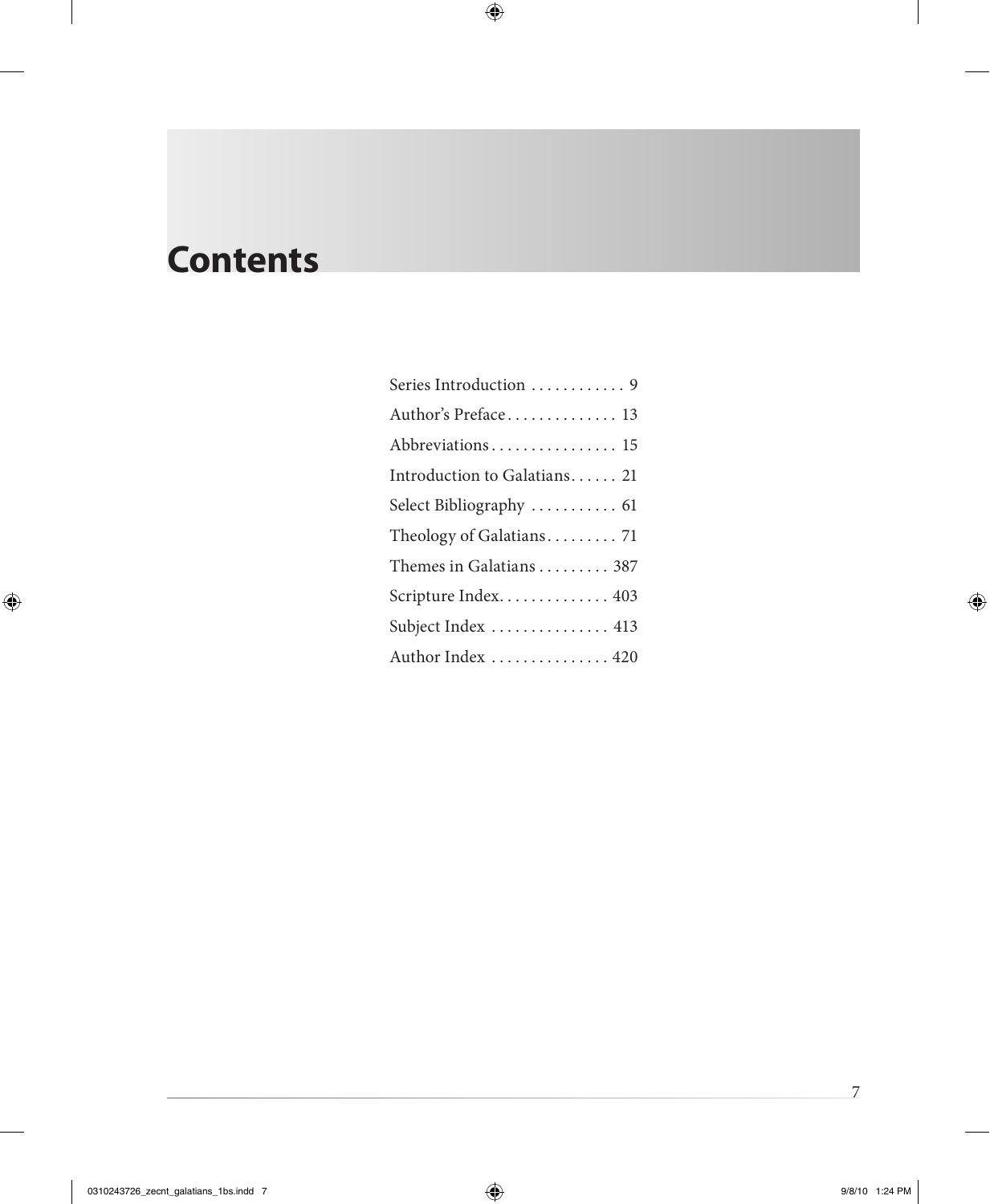# Contents

Series Introduction . . . . . . . . . . . . 9
Author's Preface . . . . . . . . . . . . . . 13
Abbreviations . . . . . . . . . . . . . . . . 15
Introduction to Galatians . . . . . . 21
Select Bibliography . . . . . . . . . . . 61
Theology of Galatians . . . . . . . . . 71
Themes in Galatians . . . . . . . . . 387
Scripture Index . . . . . . . . . . . . . . 403
Subject Index . . . . . . . . . . . . . . . 413
Author Index . . . . . . . . . . . . . . . 420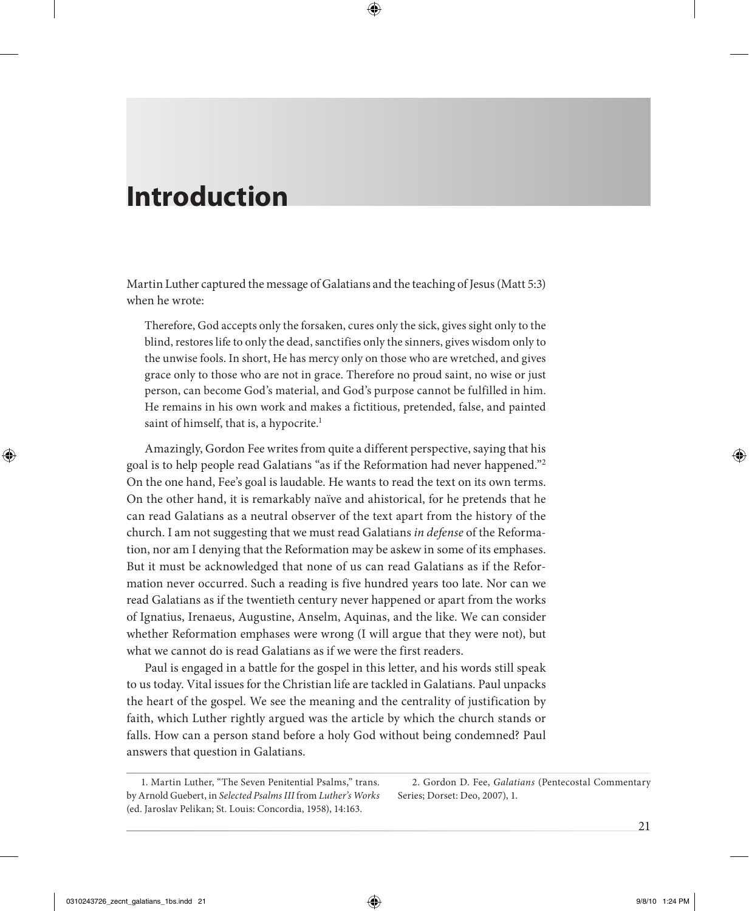# Introduction

Martin Luther captured the message of Galatians and the teaching of Jesus (Matt 5:3) when he wrote:

> Therefore, God accepts only the forsaken, cures only the sick, gives sight only to the blind, restores life to only the dead, sanctifies only the sinners, gives wisdom only to the unwise fools. In short, He has mercy only on those who are wretched, and gives grace only to those who are not in grace. Therefore no proud saint, no wise or just person, can become God's material, and God's purpose cannot be fulfilled in him. He remains in his own work and makes a fictitious, pretended, false, and painted saint of himself, that is, a hypocrite.[1]

Amazingly, Gordon Fee writes from quite a different perspective, saying that his goal is to help people read Galatians "as if the Reformation had never happened."[2] On the one hand, Fee's goal is laudable. He wants to read the text on its own terms. On the other hand, it is remarkably naïve and ahistorical, for he pretends that he can read Galatians as a neutral observer of the text apart from the history of the church. I am not suggesting that we must read Galatians *in defense* of the Reformation, nor am I denying that the Reformation may be askew in some of its emphases. But it must be acknowledged that none of us can read Galatians as if the Reformation never occurred. Such a reading is five hundred years too late. Nor can we read Galatians as if the twentieth century never happened or apart from the works of Ignatius, Irenaeus, Augustine, Anselm, Aquinas, and the like. We can consider whether Reformation emphases were wrong (I will argue that they were not), but what we cannot do is read Galatians as if we were the first readers.

Paul is engaged in a battle for the gospel in this letter, and his words still speak to us today. Vital issues for the Christian life are tackled in Galatians. Paul unpacks the heart of the gospel. We see the meaning and the centrality of justification by faith, which Luther rightly argued was the article by which the church stands or falls. How can a person stand before a holy God without being condemned? Paul answers that question in Galatians.

---

1. Martin Luther, "The Seven Penitential Psalms," trans. by Arnold Guebert, in *Selected Psalms III* from *Luther's Works* (ed. Jaroslav Pelikan; St. Louis: Concordia, 1958), 14:163.

2. Gordon D. Fee, *Galatians* (Pentecostal Commentary Series; Dorset: Deo, 2007), 1.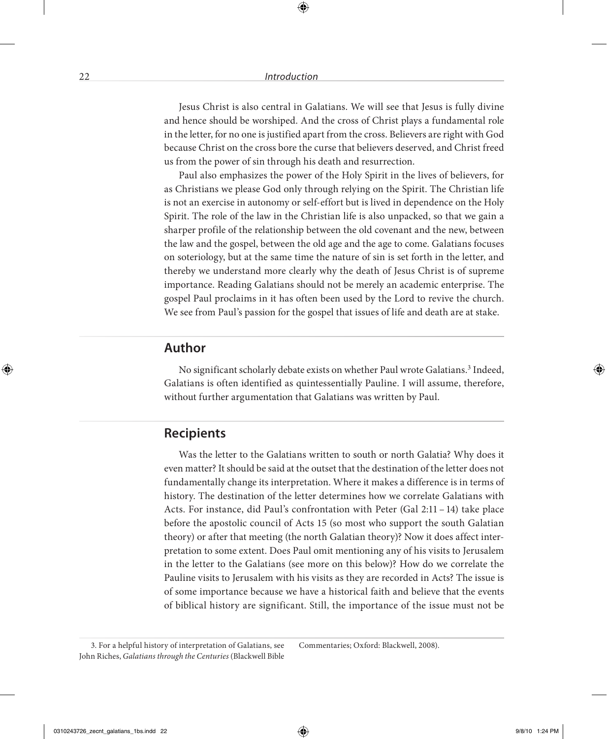Jesus Christ is also central in Galatians. We will see that Jesus is fully divine and hence should be worshiped. And the cross of Christ plays a fundamental role in the letter, for no one is justified apart from the cross. Believers are right with God because Christ on the cross bore the curse that believers deserved, and Christ freed us from the power of sin through his death and resurrection.

Paul also emphasizes the power of the Holy Spirit in the lives of believers, for as Christians we please God only through relying on the Spirit. The Christian life is not an exercise in autonomy or self-effort but is lived in dependence on the Holy Spirit. The role of the law in the Christian life is also unpacked, so that we gain a sharper profile of the relationship between the old covenant and the new, between the law and the gospel, between the old age and the age to come. Galatians focuses on soteriology, but at the same time the nature of sin is set forth in the letter, and thereby we understand more clearly why the death of Jesus Christ is of supreme importance. Reading Galatians should not be merely an academic enterprise. The gospel Paul proclaims in it has often been used by the Lord to revive the church. We see from Paul's passion for the gospel that issues of life and death are at stake.

## Author

No significant scholarly debate exists on whether Paul wrote Galatians.[3] Indeed, Galatians is often identified as quintessentially Pauline. I will assume, therefore, without further argumentation that Galatians was written by Paul.

## Recipients

Was the letter to the Galatians written to south or north Galatia? Why does it even matter? It should be said at the outset that the destination of the letter does not fundamentally change its interpretation. Where it makes a difference is in terms of history. The destination of the letter determines how we correlate Galatians with Acts. For instance, did Paul's confrontation with Peter (Gal 2:11 – 14) take place before the apostolic council of Acts 15 (so most who support the south Galatian theory) or after that meeting (the north Galatian theory)? Now it does affect interpretation to some extent. Does Paul omit mentioning any of his visits to Jerusalem in the letter to the Galatians (see more on this below)? How do we correlate the Pauline visits to Jerusalem with his visits as they are recorded in Acts? The issue is of some importance because we have a historical faith and believe that the events of biblical history are significant. Still, the importance of the issue must not be

3. For a helpful history of interpretation of Galatians, see John Riches, *Galatians through the Centuries* (Blackwell Bible Commentaries; Oxford: Blackwell, 2008).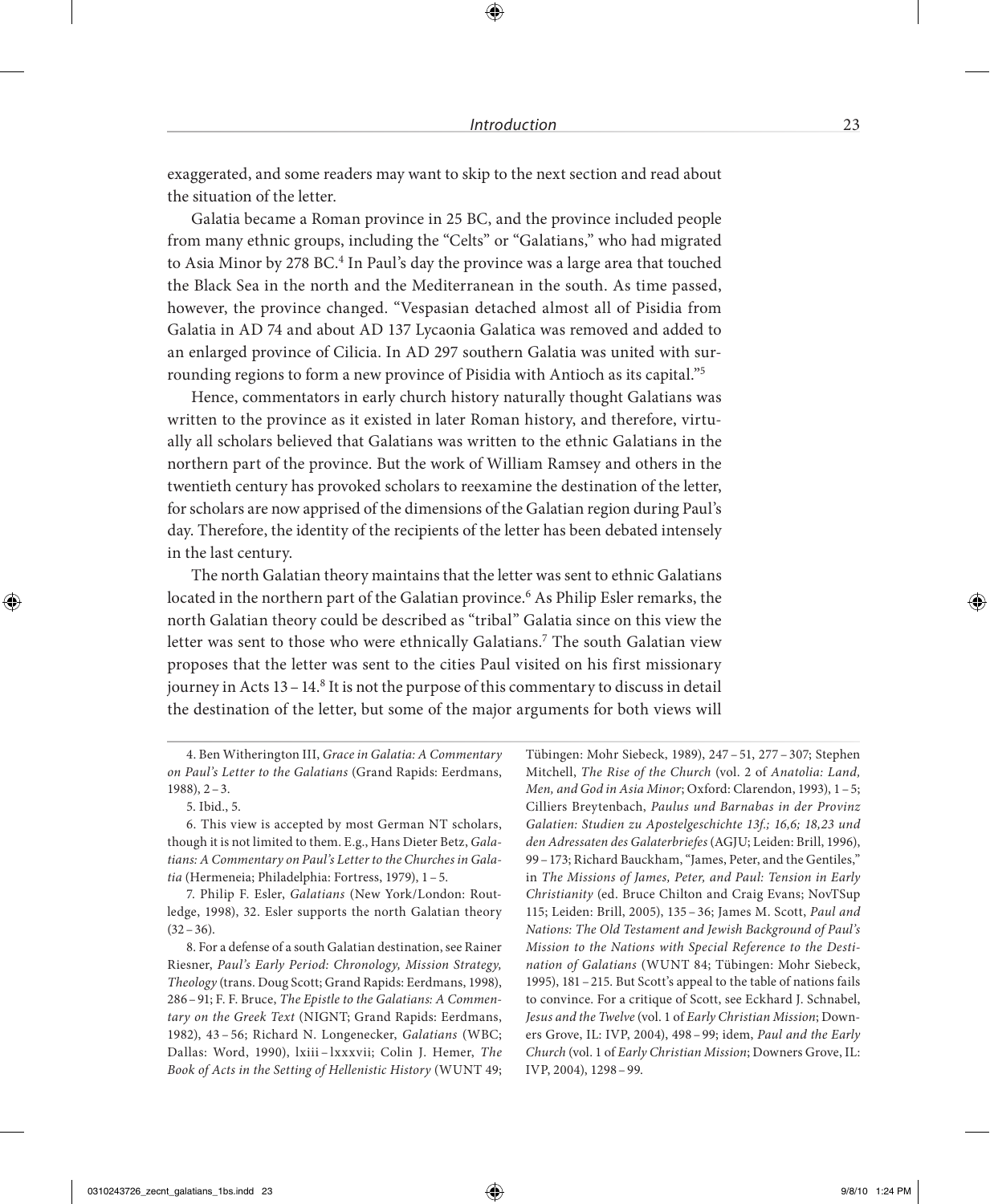exaggerated, and some readers may want to skip to the next section and read about the situation of the letter.

Galatia became a Roman province in 25 BC, and the province included people from many ethnic groups, including the "Celts" or "Galatians," who had migrated to Asia Minor by 278 BC.[4] In Paul's day the province was a large area that touched the Black Sea in the north and the Mediterranean in the south. As time passed, however, the province changed. "Vespasian detached almost all of Pisidia from Galatia in AD 74 and about AD 137 Lycaonia Galatica was removed and added to an enlarged province of Cilicia. In AD 297 southern Galatia was united with surrounding regions to form a new province of Pisidia with Antioch as its capital."[5]

Hence, commentators in early church history naturally thought Galatians was written to the province as it existed in later Roman history, and therefore, virtually all scholars believed that Galatians was written to the ethnic Galatians in the northern part of the province. But the work of William Ramsey and others in the twentieth century has provoked scholars to reexamine the destination of the letter, for scholars are now apprised of the dimensions of the Galatian region during Paul's day. Therefore, the identity of the recipients of the letter has been debated intensely in the last century.

The north Galatian theory maintains that the letter was sent to ethnic Galatians located in the northern part of the Galatian province.[6] As Philip Esler remarks, the north Galatian theory could be described as "tribal" Galatia since on this view the letter was sent to those who were ethnically Galatians.[7] The south Galatian view proposes that the letter was sent to the cities Paul visited on his first missionary journey in Acts 13 – 14.[8] It is not the purpose of this commentary to discuss in detail the destination of the letter, but some of the major arguments for both views will

4. Ben Witherington III, *Grace in Galatia: A Commentary on Paul's Letter to the Galatians* (Grand Rapids: Eerdmans, 1988), 2 – 3.

5. Ibid., 5.

6. This view is accepted by most German NT scholars, though it is not limited to them. E.g., Hans Dieter Betz, *Galatians: A Commentary on Paul's Letter to the Churches in Galatia* (Hermeneia; Philadelphia: Fortress, 1979), 1 – 5.

7. Philip F. Esler, *Galatians* (New York/London: Routledge, 1998), 32. Esler supports the north Galatian theory (32 – 36).

8. For a defense of a south Galatian destination, see Rainer Riesner, *Paul's Early Period: Chronology, Mission Strategy, Theology* (trans. Doug Scott; Grand Rapids: Eerdmans, 1998), 286 – 91; F. F. Bruce, *The Epistle to the Galatians: A Commentary on the Greek Text* (NIGNT; Grand Rapids: Eerdmans, 1982), 43 – 56; Richard N. Longenecker, *Galatians* (WBC; Dallas: Word, 1990), lxiii – lxxxvii; Colin J. Hemer, *The Book of Acts in the Setting of Hellenistic History* (WUNT 49; Tübingen: Mohr Siebeck, 1989), 247 – 51, 277 – 307; Stephen Mitchell, *The Rise of the Church* (vol. 2 of *Anatolia: Land, Men, and God in Asia Minor*; Oxford: Clarendon, 1993), 1 – 5; Cilliers Breytenbach, *Paulus und Barnabas in der Provinz Galatien: Studien zu Apostelgeschichte 13f.; 16,6; 18,23 und den Adressaten des Galaterbriefes* (AGJU; Leiden: Brill, 1996), 99 – 173; Richard Bauckham, "James, Peter, and the Gentiles," in *The Missions of James, Peter, and Paul: Tension in Early Christianity* (ed. Bruce Chilton and Craig Evans; NovTSup 115; Leiden: Brill, 2005), 135 – 36; James M. Scott, *Paul and Nations: The Old Testament and Jewish Background of Paul's Mission to the Nations with Special Reference to the Destination of Galatians* (WUNT 84; Tübingen: Mohr Siebeck, 1995), 181 – 215. But Scott's appeal to the table of nations fails to convince. For a critique of Scott, see Eckhard J. Schnabel, *Jesus and the Twelve* (vol. 1 of *Early Christian Mission*; Downers Grove, IL: IVP, 2004), 498 – 99; idem, *Paul and the Early Church* (vol. 1 of *Early Christian Mission*; Downers Grove, IL: IVP, 2004), 1298 – 99.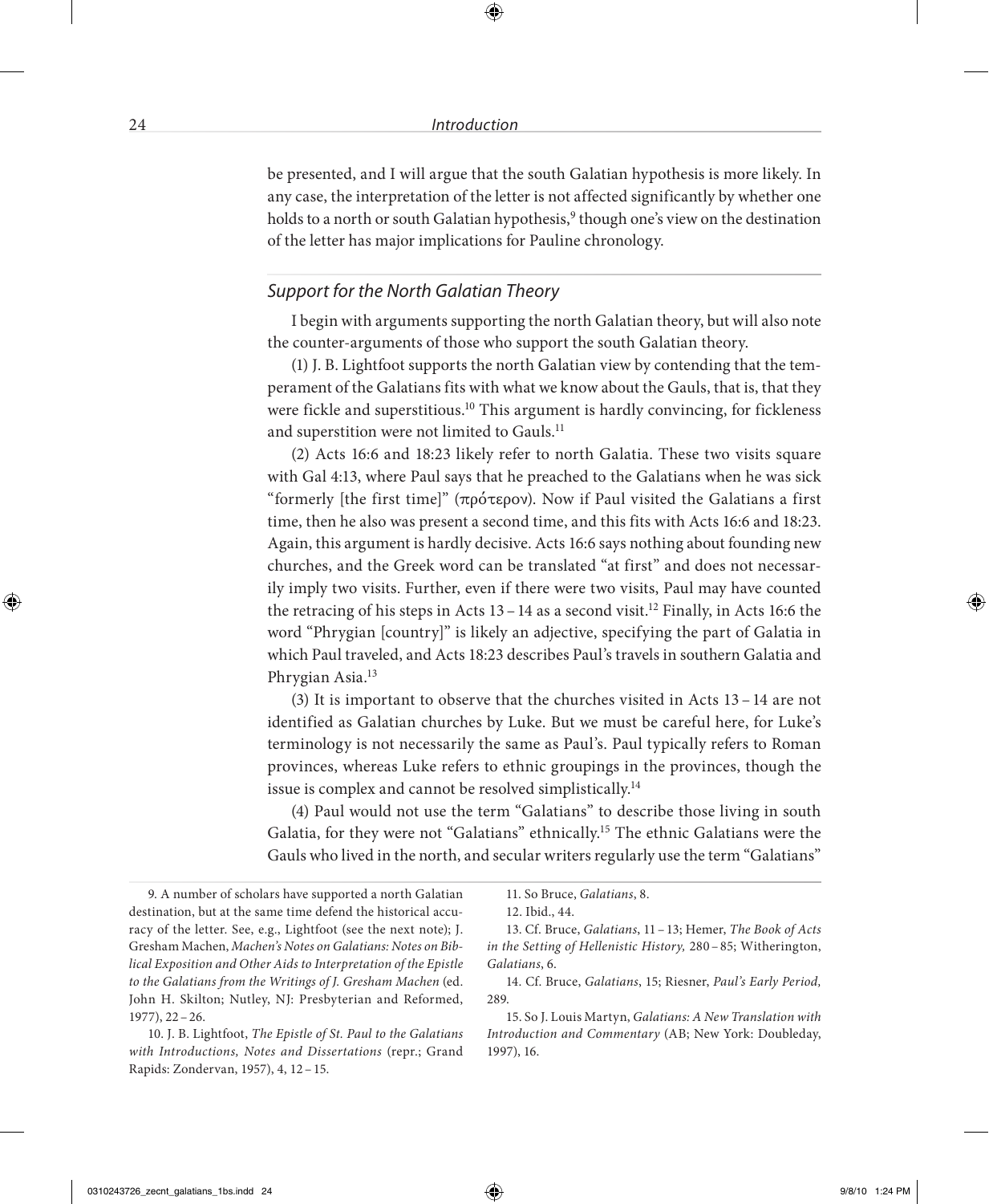be presented, and I will argue that the south Galatian hypothesis is more likely. In any case, the interpretation of the letter is not affected significantly by whether one holds to a north or south Galatian hypothesis,[9] though one's view on the destination of the letter has major implications for Pauline chronology.

### *Support for the North Galatian Theory*

I begin with arguments supporting the north Galatian theory, but will also note the counter-arguments of those who support the south Galatian theory.

(1) J. B. Lightfoot supports the north Galatian view by contending that the temperament of the Galatians fits with what we know about the Gauls, that is, that they were fickle and superstitious.[10] This argument is hardly convincing, for fickleness and superstition were not limited to Gauls.[11]

(2) Acts 16:6 and 18:23 likely refer to north Galatia. These two visits square with Gal 4:13, where Paul says that he preached to the Galatians when he was sick "formerly [the first time]" (πρότερον). Now if Paul visited the Galatians a first time, then he also was present a second time, and this fits with Acts 16:6 and 18:23. Again, this argument is hardly decisive. Acts 16:6 says nothing about founding new churches, and the Greek word can be translated "at first" and does not necessarily imply two visits. Further, even if there were two visits, Paul may have counted the retracing of his steps in Acts 13 – 14 as a second visit.[12] Finally, in Acts 16:6 the word "Phrygian [country]" is likely an adjective, specifying the part of Galatia in which Paul traveled, and Acts 18:23 describes Paul's travels in southern Galatia and Phrygian Asia.[13]

(3) It is important to observe that the churches visited in Acts 13 – 14 are not identified as Galatian churches by Luke. But we must be careful here, for Luke's terminology is not necessarily the same as Paul's. Paul typically refers to Roman provinces, whereas Luke refers to ethnic groupings in the provinces, though the issue is complex and cannot be resolved simplistically.[14]

(4) Paul would not use the term "Galatians" to describe those living in south Galatia, for they were not "Galatians" ethnically.[15] The ethnic Galatians were the Gauls who lived in the north, and secular writers regularly use the term "Galatians"

9. A number of scholars have supported a north Galatian destination, but at the same time defend the historical accuracy of the letter. See, e.g., Lightfoot (see the next note); J. Gresham Machen, *Machen's Notes on Galatians: Notes on Biblical Exposition and Other Aids to Interpretation of the Epistle to the Galatians from the Writings of J. Gresham Machen* (ed. John H. Skilton; Nutley, NJ: Presbyterian and Reformed, 1977), 22 – 26.

10. J. B. Lightfoot, *The Epistle of St. Paul to the Galatians with Introductions, Notes and Dissertations* (repr.; Grand Rapids: Zondervan, 1957), 4, 12 – 15.

11. So Bruce, *Galatians*, 8.

12. Ibid., 44.

13. Cf. Bruce, *Galatians*, 11 – 13; Hemer, *The Book of Acts in the Setting of Hellenistic History,* 280 – 85; Witherington, *Galatians*, 6.

14. Cf. Bruce, *Galatians*, 15; Riesner, *Paul's Early Period,* 289.

15. So J. Louis Martyn, *Galatians: A New Translation with Introduction and Commentary* (AB; New York: Doubleday, 1997), 16.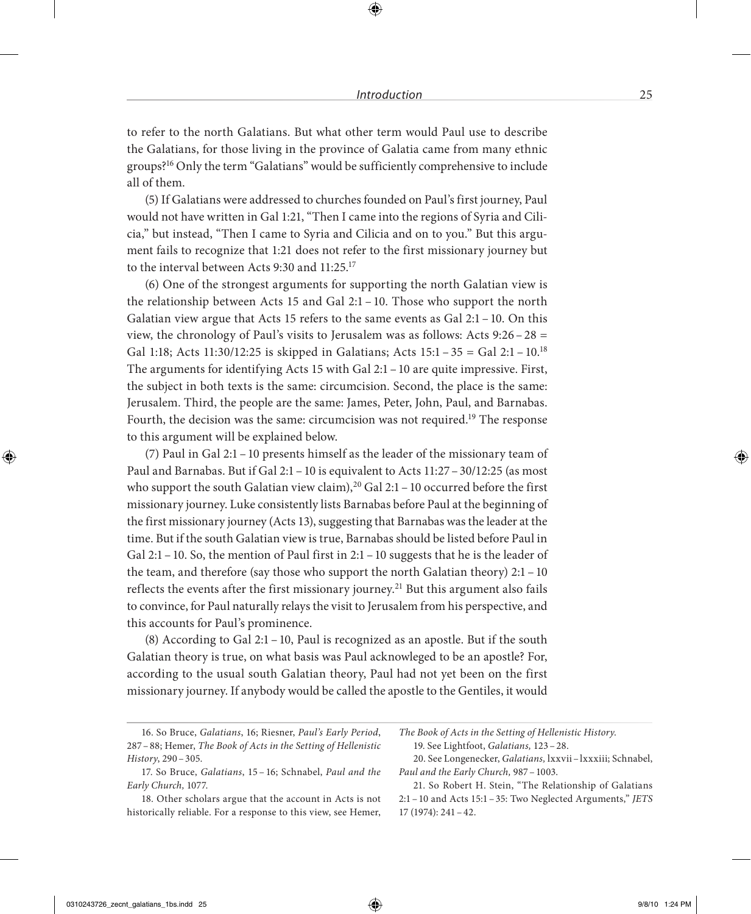to refer to the north Galatians. But what other term would Paul use to describe the Galatians, for those living in the province of Galatia came from many ethnic groups?[16] Only the term "Galatians" would be sufficiently comprehensive to include all of them.

(5) If Galatians were addressed to churches founded on Paul's first journey, Paul would not have written in Gal 1:21, "Then I came into the regions of Syria and Cilicia," but instead, "Then I came to Syria and Cilicia and on to you." But this argument fails to recognize that 1:21 does not refer to the first missionary journey but to the interval between Acts 9:30 and 11:25.[17]

(6) One of the strongest arguments for supporting the north Galatian view is the relationship between Acts 15 and Gal 2:1 – 10. Those who support the north Galatian view argue that Acts 15 refers to the same events as Gal 2:1 – 10. On this view, the chronology of Paul's visits to Jerusalem was as follows: Acts 9:26 – 28 = Gal 1:18; Acts 11:30/12:25 is skipped in Galatians; Acts 15:1 – 35 = Gal 2:1 – 10.[18] The arguments for identifying Acts 15 with Gal 2:1 – 10 are quite impressive. First, the subject in both texts is the same: circumcision. Second, the place is the same: Jerusalem. Third, the people are the same: James, Peter, John, Paul, and Barnabas. Fourth, the decision was the same: circumcision was not required.[19] The response to this argument will be explained below.

(7) Paul in Gal 2:1 – 10 presents himself as the leader of the missionary team of Paul and Barnabas. But if Gal 2:1 – 10 is equivalent to Acts 11:27 – 30/12:25 (as most who support the south Galatian view claim),[20] Gal 2:1 – 10 occurred before the first missionary journey. Luke consistently lists Barnabas before Paul at the beginning of the first missionary journey (Acts 13), suggesting that Barnabas was the leader at the time. But if the south Galatian view is true, Barnabas should be listed before Paul in Gal 2:1 – 10. So, the mention of Paul first in 2:1 – 10 suggests that he is the leader of the team, and therefore (say those who support the north Galatian theory) 2:1 – 10 reflects the events after the first missionary journey.[21] But this argument also fails to convince, for Paul naturally relays the visit to Jerusalem from his perspective, and this accounts for Paul's prominence.

(8) According to Gal 2:1 – 10, Paul is recognized as an apostle. But if the south Galatian theory is true, on what basis was Paul acknowleged to be an apostle? For, according to the usual south Galatian theory, Paul had not yet been on the first missionary journey. If anybody would be called the apostle to the Gentiles, it would

---

16. So Bruce, *Galatians*, 16; Riesner, *Paul's Early Period*, 287 – 88; Hemer, *The Book of Acts in the Setting of Hellenistic History*, 290 – 305.

17. So Bruce, *Galatians*, 15 – 16; Schnabel, *Paul and the Early Church,* 1077.

18. Other scholars argue that the account in Acts is not historically reliable. For a response to this view, see Hemer, *The Book of Acts in the Setting of Hellenistic History.*

19. See Lightfoot, *Galatians,* 123 – 28.

20. See Longenecker, *Galatians,* lxxvii – lxxxiii; Schnabel, *Paul and the Early Church,* 987 – 1003.

21. So Robert H. Stein, "The Relationship of Galatians 2:1 – 10 and Acts 15:1 – 35: Two Neglected Arguments," *JETS* 17 (1974): 241 – 42.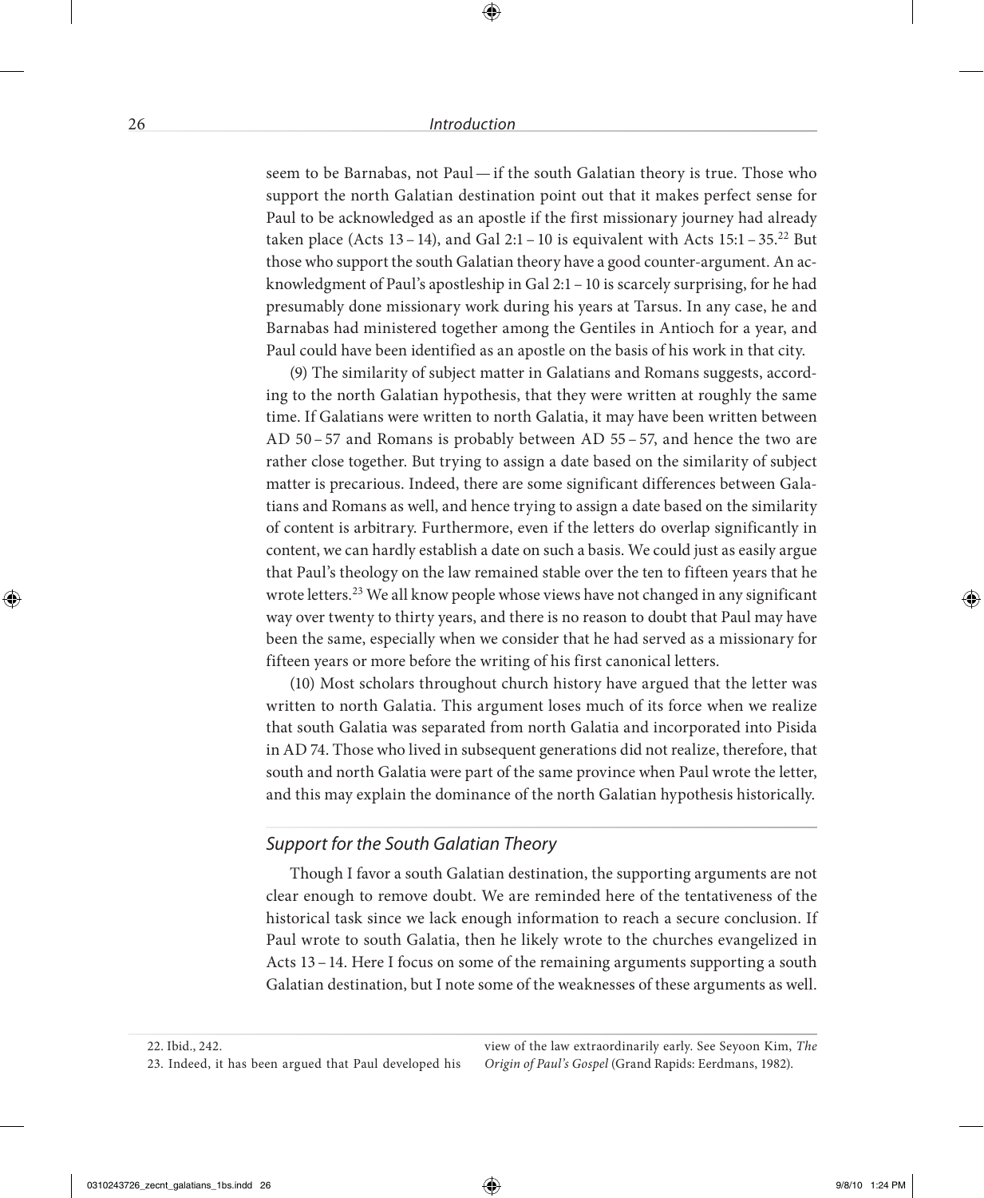seem to be Barnabas, not Paul — if the south Galatian theory is true. Those who support the north Galatian destination point out that it makes perfect sense for Paul to be acknowledged as an apostle if the first missionary journey had already taken place (Acts 13 – 14), and Gal 2:1 – 10 is equivalent with Acts 15:1 – 35.[22] But those who support the south Galatian theory have a good counter-argument. An acknowledgment of Paul's apostleship in Gal 2:1 – 10 is scarcely surprising, for he had presumably done missionary work during his years at Tarsus. In any case, he and Barnabas had ministered together among the Gentiles in Antioch for a year, and Paul could have been identified as an apostle on the basis of his work in that city.

(9) The similarity of subject matter in Galatians and Romans suggests, according to the north Galatian hypothesis, that they were written at roughly the same time. If Galatians were written to north Galatia, it may have been written between AD 50 – 57 and Romans is probably between AD 55 – 57, and hence the two are rather close together. But trying to assign a date based on the similarity of subject matter is precarious. Indeed, there are some significant differences between Galatians and Romans as well, and hence trying to assign a date based on the similarity of content is arbitrary. Furthermore, even if the letters do overlap significantly in content, we can hardly establish a date on such a basis. We could just as easily argue that Paul's theology on the law remained stable over the ten to fifteen years that he wrote letters.[23] We all know people whose views have not changed in any significant way over twenty to thirty years, and there is no reason to doubt that Paul may have been the same, especially when we consider that he had served as a missionary for fifteen years or more before the writing of his first canonical letters.

(10) Most scholars throughout church history have argued that the letter was written to north Galatia. This argument loses much of its force when we realize that south Galatia was separated from north Galatia and incorporated into Pisida in AD 74. Those who lived in subsequent generations did not realize, therefore, that south and north Galatia were part of the same province when Paul wrote the letter, and this may explain the dominance of the north Galatian hypothesis historically.

### *Support for the South Galatian Theory*

Though I favor a south Galatian destination, the supporting arguments are not clear enough to remove doubt. We are reminded here of the tentativeness of the historical task since we lack enough information to reach a secure conclusion. If Paul wrote to south Galatia, then he likely wrote to the churches evangelized in Acts 13 – 14. Here I focus on some of the remaining arguments supporting a south Galatian destination, but I note some of the weaknesses of these arguments as well.

---

22. Ibid., 242.

23. Indeed, it has been argued that Paul developed his view of the law extraordinarily early. See Seyoon Kim, *The Origin of Paul's Gospel* (Grand Rapids: Eerdmans, 1982).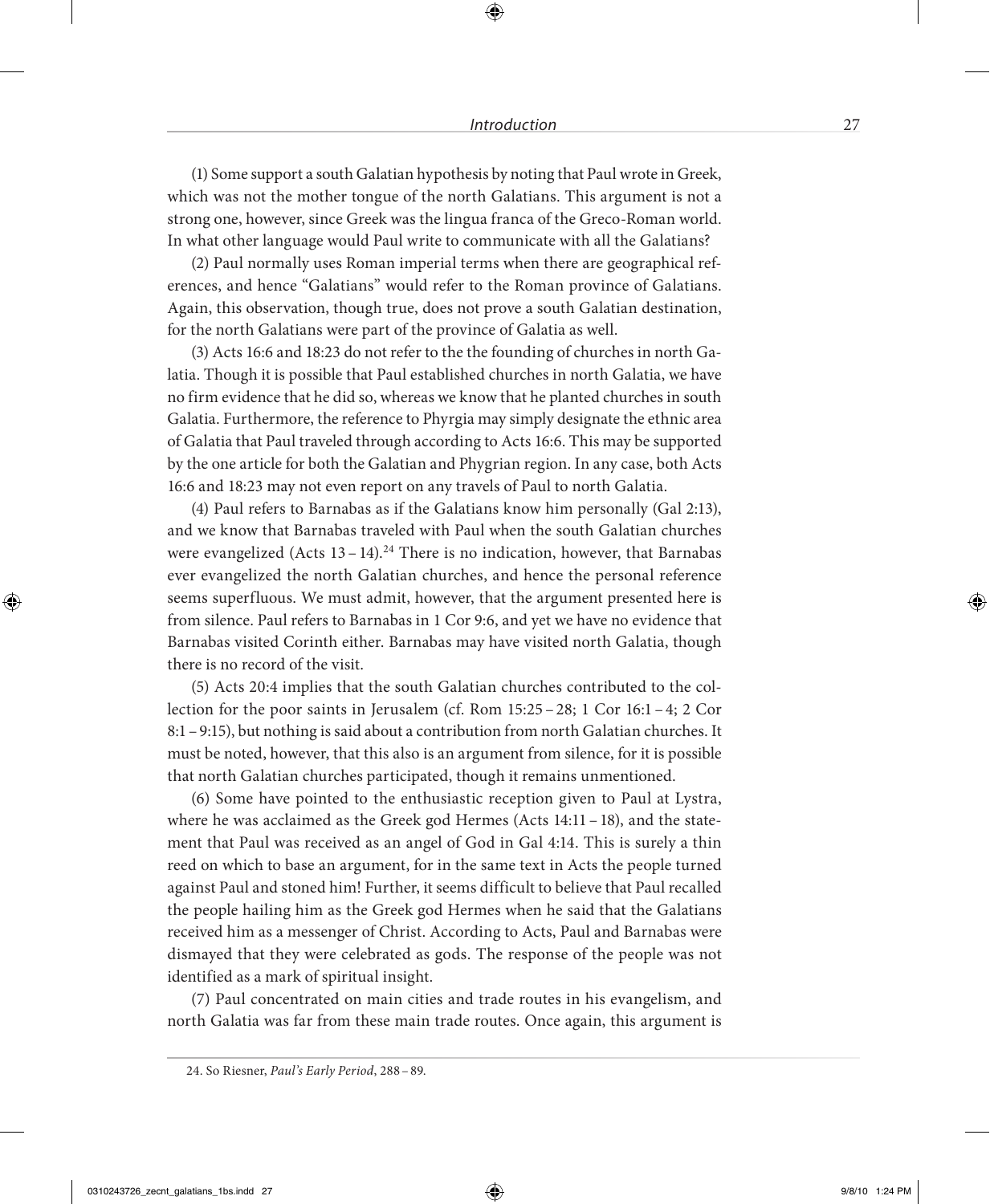(1) Some support a south Galatian hypothesis by noting that Paul wrote in Greek, which was not the mother tongue of the north Galatians. This argument is not a strong one, however, since Greek was the lingua franca of the Greco-Roman world. In what other language would Paul write to communicate with all the Galatians?

(2) Paul normally uses Roman imperial terms when there are geographical references, and hence "Galatians" would refer to the Roman province of Galatians. Again, this observation, though true, does not prove a south Galatian destination, for the north Galatians were part of the province of Galatia as well.

(3) Acts 16:6 and 18:23 do not refer to the the founding of churches in north Galatia. Though it is possible that Paul established churches in north Galatia, we have no firm evidence that he did so, whereas we know that he planted churches in south Galatia. Furthermore, the reference to Phyrgia may simply designate the ethnic area of Galatia that Paul traveled through according to Acts 16:6. This may be supported by the one article for both the Galatian and Phygrian region. In any case, both Acts 16:6 and 18:23 may not even report on any travels of Paul to north Galatia.

(4) Paul refers to Barnabas as if the Galatians know him personally (Gal 2:13), and we know that Barnabas traveled with Paul when the south Galatian churches were evangelized (Acts 13 – 14).[24] There is no indication, however, that Barnabas ever evangelized the north Galatian churches, and hence the personal reference seems superfluous. We must admit, however, that the argument presented here is from silence. Paul refers to Barnabas in 1 Cor 9:6, and yet we have no evidence that Barnabas visited Corinth either. Barnabas may have visited north Galatia, though there is no record of the visit.

(5) Acts 20:4 implies that the south Galatian churches contributed to the collection for the poor saints in Jerusalem (cf. Rom 15:25 – 28; 1 Cor 16:1 – 4; 2 Cor 8:1 – 9:15), but nothing is said about a contribution from north Galatian churches. It must be noted, however, that this also is an argument from silence, for it is possible that north Galatian churches participated, though it remains unmentioned.

(6) Some have pointed to the enthusiastic reception given to Paul at Lystra, where he was acclaimed as the Greek god Hermes (Acts 14:11 – 18), and the statement that Paul was received as an angel of God in Gal 4:14. This is surely a thin reed on which to base an argument, for in the same text in Acts the people turned against Paul and stoned him! Further, it seems difficult to believe that Paul recalled the people hailing him as the Greek god Hermes when he said that the Galatians received him as a messenger of Christ. According to Acts, Paul and Barnabas were dismayed that they were celebrated as gods. The response of the people was not identified as a mark of spiritual insight.

(7) Paul concentrated on main cities and trade routes in his evangelism, and north Galatia was far from these main trade routes. Once again, this argument is

---

24. So Riesner, *Paul's Early Period*, 288 – 89.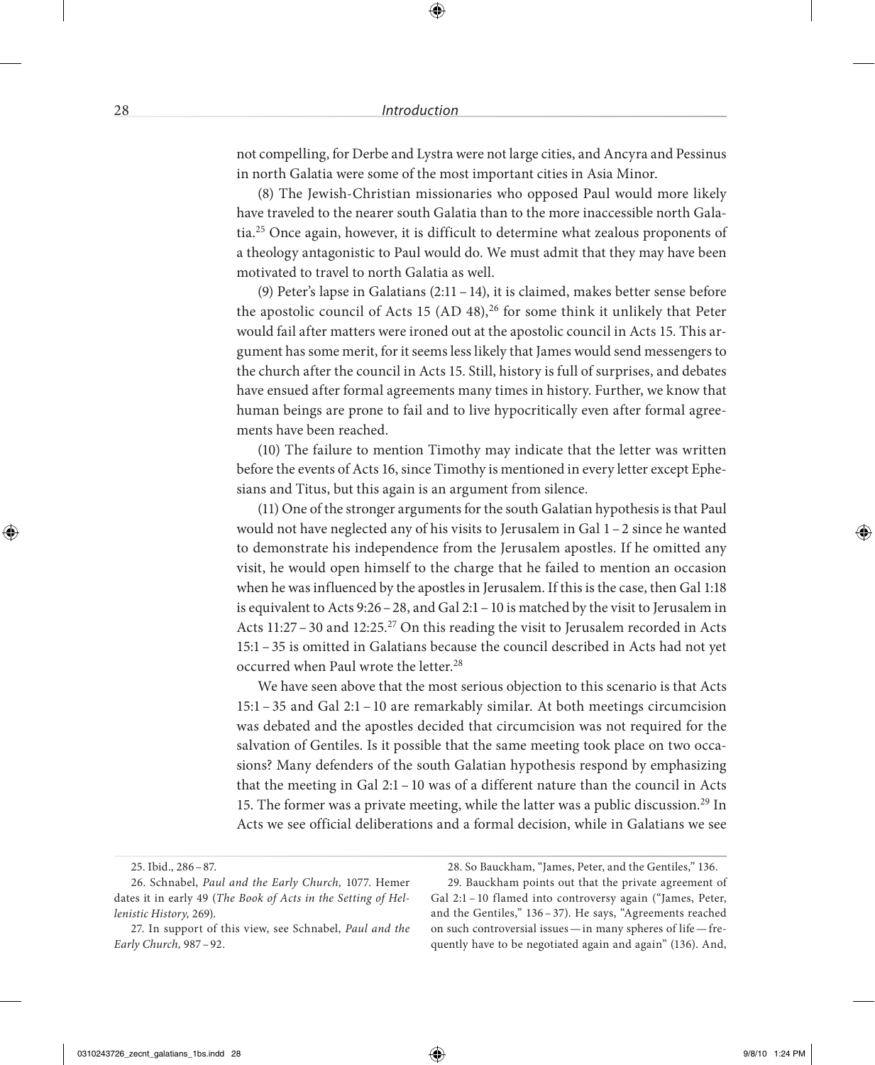not compelling, for Derbe and Lystra were not large cities, and Ancyra and Pessinus in north Galatia were some of the most important cities in Asia Minor.

(8) The Jewish-Christian missionaries who opposed Paul would more likely have traveled to the nearer south Galatia than to the more inaccessible north Galatia.[25] Once again, however, it is difficult to determine what zealous proponents of a theology antagonistic to Paul would do. We must admit that they may have been motivated to travel to north Galatia as well.

(9) Peter's lapse in Galatians (2:11 – 14), it is claimed, makes better sense before the apostolic council of Acts 15 (AD 48),[26] for some think it unlikely that Peter would fail after matters were ironed out at the apostolic council in Acts 15. This argument has some merit, for it seems less likely that James would send messengers to the church after the council in Acts 15. Still, history is full of surprises, and debates have ensued after formal agreements many times in history. Further, we know that human beings are prone to fail and to live hypocritically even after formal agreements have been reached.

(10) The failure to mention Timothy may indicate that the letter was written before the events of Acts 16, since Timothy is mentioned in every letter except Ephesians and Titus, but this again is an argument from silence.

(11) One of the stronger arguments for the south Galatian hypothesis is that Paul would not have neglected any of his visits to Jerusalem in Gal 1 – 2 since he wanted to demonstrate his independence from the Jerusalem apostles. If he omitted any visit, he would open himself to the charge that he failed to mention an occasion when he was influenced by the apostles in Jerusalem. If this is the case, then Gal 1:18 is equivalent to Acts 9:26 – 28, and Gal 2:1 – 10 is matched by the visit to Jerusalem in Acts 11:27 – 30 and 12:25.[27] On this reading the visit to Jerusalem recorded in Acts 15:1 – 35 is omitted in Galatians because the council described in Acts had not yet occurred when Paul wrote the letter.[28]

We have seen above that the most serious objection to this scenario is that Acts 15:1 – 35 and Gal 2:1 – 10 are remarkably similar. At both meetings circumcision was debated and the apostles decided that circumcision was not required for the salvation of Gentiles. Is it possible that the same meeting took place on two occasions? Many defenders of the south Galatian hypothesis respond by emphasizing that the meeting in Gal 2:1 – 10 was of a different nature than the council in Acts 15. The former was a private meeting, while the latter was a public discussion.[29] In Acts we see official deliberations and a formal decision, while in Galatians we see

---

25. Ibid., 286 – 87.

26. Schnabel, *Paul and the Early Church,* 1077. Hemer dates it in early 49 (*The Book of Acts in the Setting of Hellenistic History,* 269).

27. In support of this view, see Schnabel, *Paul and the Early Church,* 987 – 92.

28. So Bauckham, "James, Peter, and the Gentiles," 136.

29. Bauckham points out that the private agreement of Gal 2:1 – 10 flamed into controversy again ("James, Peter, and the Gentiles," 136 – 37). He says, "Agreements reached on such controversial issues — in many spheres of life — frequently have to be negotiated again and again" (136). And,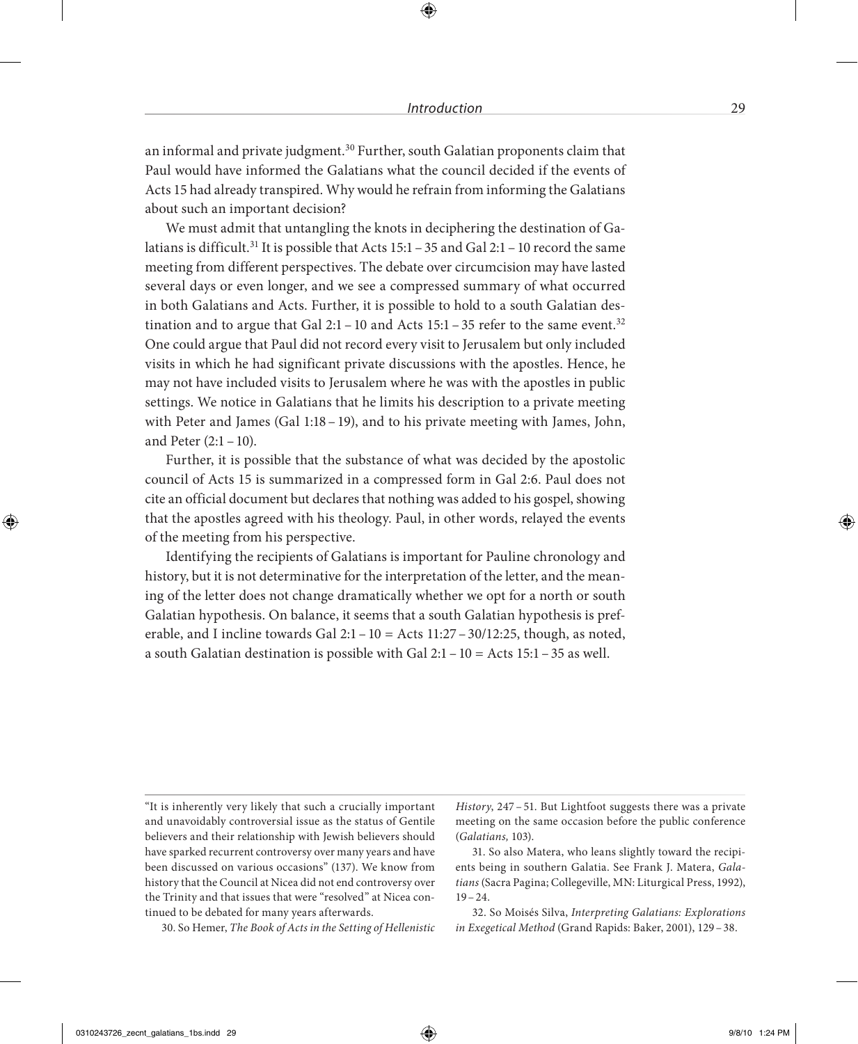an informal and private judgment.[30] Further, south Galatian proponents claim that Paul would have informed the Galatians what the council decided if the events of Acts 15 had already transpired. Why would he refrain from informing the Galatians about such an important decision?

We must admit that untangling the knots in deciphering the destination of Galatians is difficult.[31] It is possible that Acts 15:1 – 35 and Gal 2:1 – 10 record the same meeting from different perspectives. The debate over circumcision may have lasted several days or even longer, and we see a compressed summary of what occurred in both Galatians and Acts. Further, it is possible to hold to a south Galatian destination and to argue that Gal 2:1 – 10 and Acts 15:1 – 35 refer to the same event.[32] One could argue that Paul did not record every visit to Jerusalem but only included visits in which he had significant private discussions with the apostles. Hence, he may not have included visits to Jerusalem where he was with the apostles in public settings. We notice in Galatians that he limits his description to a private meeting with Peter and James (Gal 1:18 – 19), and to his private meeting with James, John, and Peter (2:1 – 10).

Further, it is possible that the substance of what was decided by the apostolic council of Acts 15 is summarized in a compressed form in Gal 2:6. Paul does not cite an official document but declares that nothing was added to his gospel, showing that the apostles agreed with his theology. Paul, in other words, relayed the events of the meeting from his perspective.

Identifying the recipients of Galatians is important for Pauline chronology and history, but it is not determinative for the interpretation of the letter, and the meaning of the letter does not change dramatically whether we opt for a north or south Galatian hypothesis. On balance, it seems that a south Galatian hypothesis is preferable, and I incline towards Gal 2:1 – 10 = Acts 11:27 – 30/12:25, though, as noted, a south Galatian destination is possible with Gal 2:1 – 10 = Acts 15:1 – 35 as well.

---

"It is inherently very likely that such a crucially important and unavoidably controversial issue as the status of Gentile believers and their relationship with Jewish believers should have sparked recurrent controversy over many years and have been discussed on various occasions" (137). We know from history that the Council at Nicea did not end controversy over the Trinity and that issues that were "resolved" at Nicea continued to be debated for many years afterwards.

30. So Hemer, *The Book of Acts in the Setting of Hellenistic History*, 247 – 51. But Lightfoot suggests there was a private meeting on the same occasion before the public conference (*Galatians,* 103).

31. So also Matera, who leans slightly toward the recipients being in southern Galatia. See Frank J. Matera, *Galatians* (Sacra Pagina; Collegeville, MN: Liturgical Press, 1992), 19 – 24.

32. So Moisés Silva, *Interpreting Galatians: Explorations in Exegetical Method* (Grand Rapids: Baker, 2001), 129 – 38.